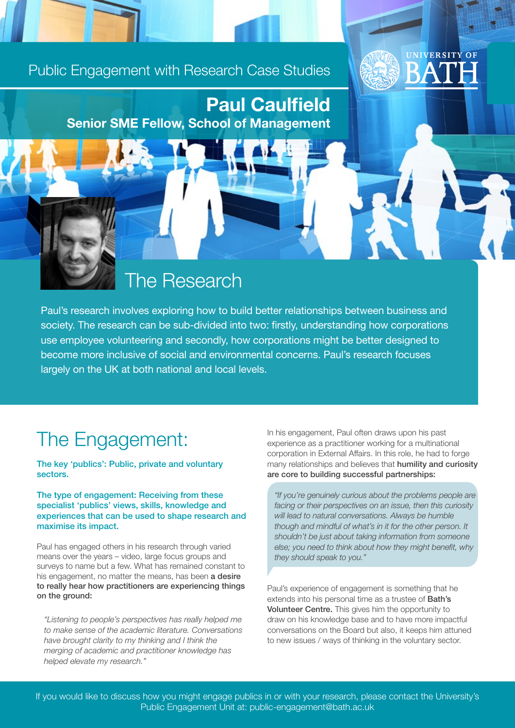Public Engagement with Research Case Studies

# Paul Caulfield

**Senior SME Fellow, School of Management**

## The Research

Paul's research involves exploring how to build better relationships between business and society. The research can be sub-divided into two: firstly, understanding how corporations use employee volunteering and secondly, how corporations might be better designed to become more inclusive of social and environmental concerns. Paul's research focuses largely on the UK at both national and local levels.

## The Engagement:

**The key 'publics': Public, private and voluntary sectors.**

**The type of engagement: Receiving from these specialist 'publics' views, skills, knowledge and experiences that can be used to shape research and maximise its impact.**

Paul has engaged others in his research through varied means over the years – video, large focus groups and surveys to name but a few. What has remained constant to his engagement, no matter the means, has been **a desire to really hear how practitioners are experiencing things on the ground:**

*"Listening to people's perspectives has really helped me to make sense of the academic literature. Conversations have brought clarity to my thinking and I think the merging of academic and practitioner knowledge has helped elevate my research."*

In his engagement, Paul often draws upon his past experience as a practitioner working for a multinational corporation in External Affairs. In this role, he had to forge many relationships and believes that **humility and curiosity are core to building successful partnerships:**

*"If you're genuinely curious about the problems people are facing or their perspectives on an issue, then this curiosity will lead to natural conversations. Always be humble though and mindful of what's in it for the other person. It shouldn't be just about taking information from someone else; you need to think about how they might benefit, why they should speak to you."*

Paul's experience of engagement is something that he extends into his personal time as a trustee of **Bath's Volunteer Centre.** This gives him the opportunity to draw on his knowledge base and to have more impactful conversations on the Board but also, it keeps him attuned to new issues / ways of thinking in the voluntary sector.

If you would like to discuss how you might engage publics in or with your research, please contact the University's Public Engagement Unit at: public-engagement@bath.ac.uk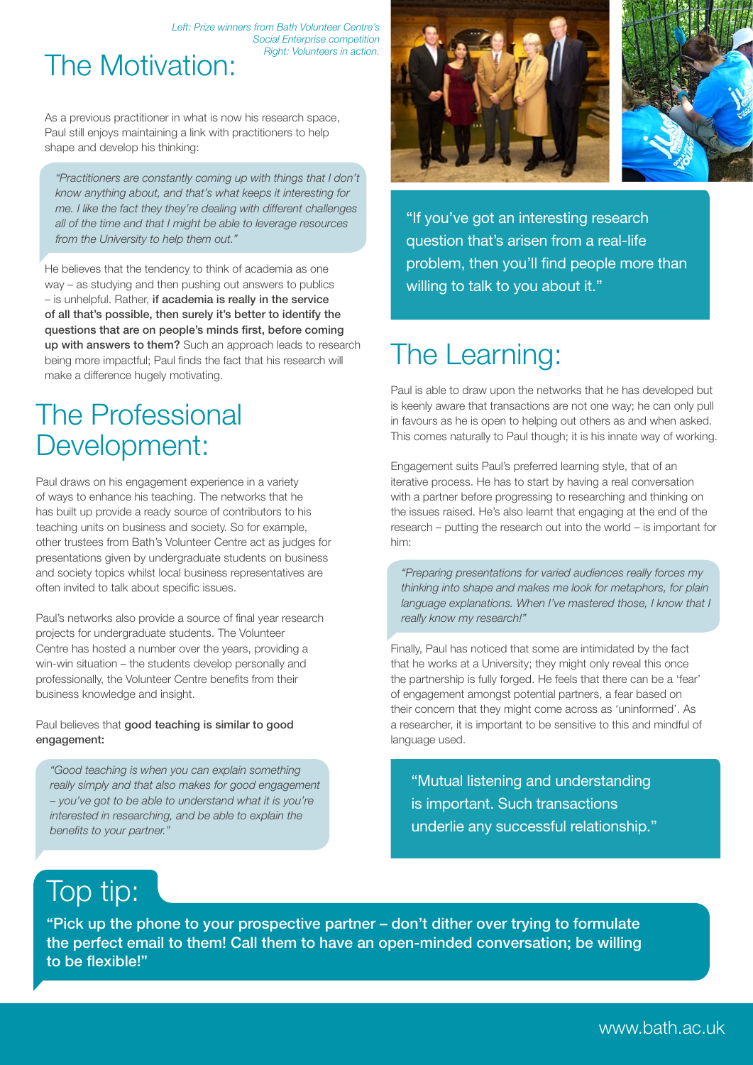Left: Prize winners from Bath Volunteer Centre's Social Enterprise competition
Right: Volunteers in action.

## The Motivation:

As a previous practitioner in what is now his research space, Paul still enjoys maintaining a link with practitioners to help shape and develop his thinking:

*"Practitioners are constantly coming up with things that I don't know anything about, and that's what keeps it interesting for me. I like the fact they they're dealing with different challenges all of the time and that I might be able to leverage resources from the University to help them out."*

He believes that the tendency to think of academia as one way – as studying and then pushing out answers to publics – is unhelpful. Rather, **if academia is really in the service of all that's possible, then surely it's better to identify the questions that are on people's minds first, before coming up with answers to them?** Such an approach leads to research being more impactful; Paul finds the fact that his research will make a difference hugely motivating.

## The Professional Development:

Paul draws on his engagement experience in a variety of ways to enhance his teaching. The networks that he has built up provide a ready source of contributors to his teaching units on business and society. So for example, other trustees from Bath's Volunteer Centre act as judges for presentations given by undergraduate students on business and society topics whilst local business representatives are often invited to talk about specific issues.

Paul's networks also provide a source of final year research projects for undergraduate students. The Volunteer Centre has hosted a number over the years, providing a win-win situation – the students develop personally and professionally, the Volunteer Centre benefits from their business knowledge and insight.

Paul believes that **good teaching is similar to good engagement:**

*"Good teaching is when you can explain something really simply and that also makes for good engagement – you've got to be able to understand what it is you're interested in researching, and be able to explain the benefits to your partner."*

"If you've got an interesting research question that's arisen from a real-life problem, then you'll find people more than willing to talk to you about it."

## The Learning:

Paul is able to draw upon the networks that he has developed but is keenly aware that transactions are not one way; he can only pull in favours as he is open to helping out others as and when asked. This comes naturally to Paul though; it is his innate way of working.

Engagement suits Paul's preferred learning style, that of an iterative process. He has to start by having a real conversation with a partner before progressing to researching and thinking on the issues raised. He's also learnt that engaging at the end of the research – putting the research out into the world – is important for him:

*"Preparing presentations for varied audiences really forces my thinking into shape and makes me look for metaphors, for plain language explanations. When I've mastered those, I know that I really know my research!"*

Finally, Paul has noticed that some are intimidated by the fact that he works at a University; they might only reveal this once the partnership is fully forged. He feels that there can be a 'fear' of engagement amongst potential partners, a fear based on their concern that they might come across as 'uninformed'. As a researcher, it is important to be sensitive to this and mindful of language used.

"Mutual listening and understanding is important. Such transactions underlie any successful relationship."

## Top tip:

**"Pick up the phone to your prospective partner – don't dither over trying to formulate the perfect email to them! Call them to have an open-minded conversation; be willing to be flexible!"**

www.bath.ac.uk